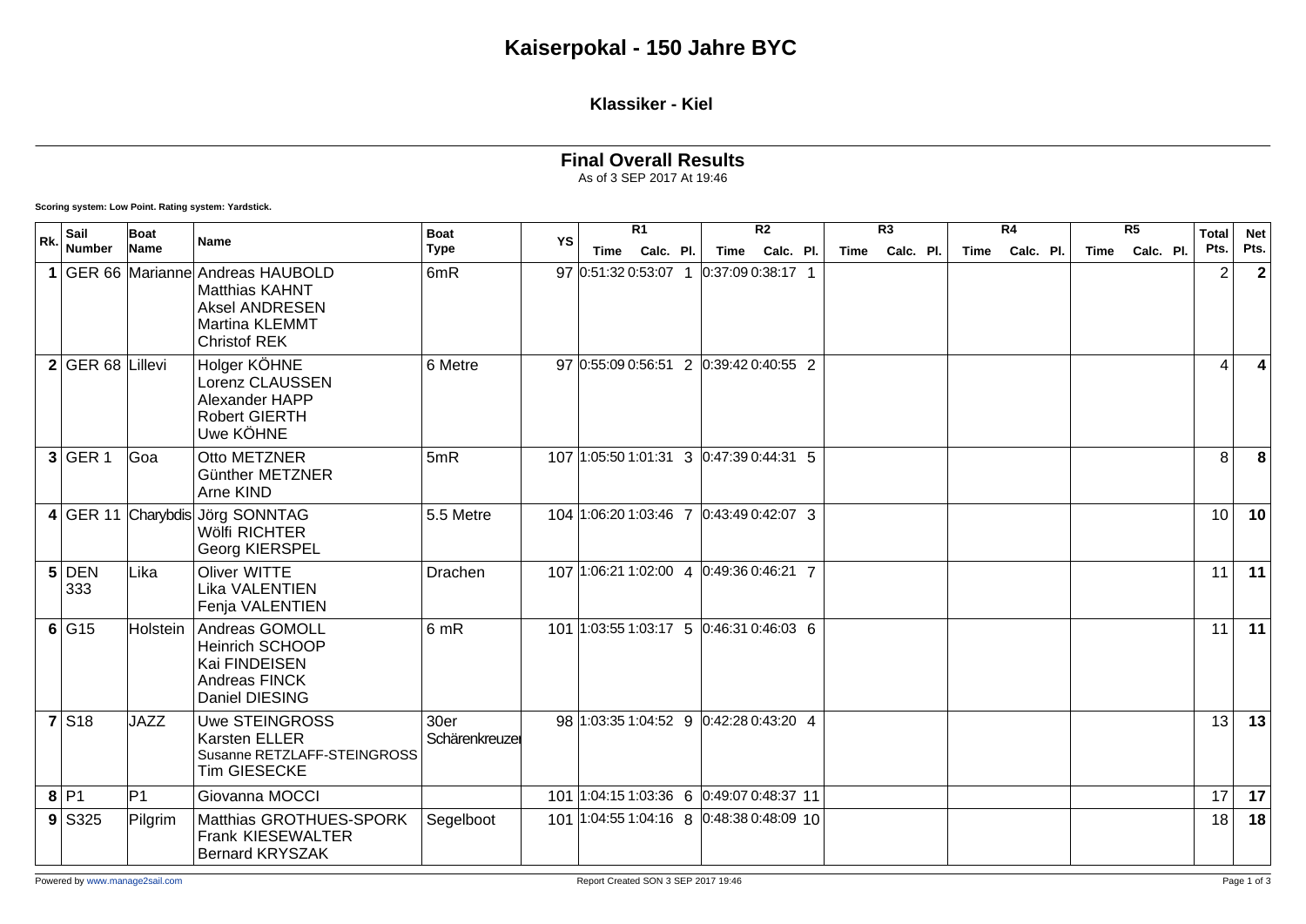# Kaiserpokal - 150 Jahre BYC

## Klassiker - Kiel

### Final Overall Results

As of 3 SEP 2017 At 19:46

**Scoring system: Low Point. Rating system: Yardstick.**

| Rk. | Sail Number | Boat Name | Name | Boat Type | YS | R1 | | | R2 | | | R3 | | | R4 | | | R5 | | | Total Pts. | Net Pts. |
|---|---|---|---|---|---|---|---|---|---|---|---|---|---|---|---|---|---|---|---|---|---|---|
| | | | | | | Time | Calc. | Pl. | Time | Calc. | Pl. | Time | Calc. | Pl. | Time | Calc. | Pl. | Time | Calc. | Pl. | | |
| **1** | GER 66 | Marianne | Andreas HAUBOLD<br>Matthias KAHNT<br>Aksel ANDRESEN<br>Martina KLEMMT<br>Christof REK | 6mR | 97 | 0:51:32 | 0:53:07 | 1 | 0:37:09 | 0:38:17 | 1 | | | | | | | | | | 2 | **2** |
| **2** | GER 68 | Lillevi | Holger KÖHNE<br>Lorenz CLAUSSEN<br>Alexander HAPP<br>Robert GIERTH<br>Uwe KÖHNE | 6 Metre | 97 | 0:55:09 | 0:56:51 | 2 | 0:39:42 | 0:40:55 | 2 | | | | | | | | | | 4 | **4** |
| **3** | GER 1 | Goa | Otto METZNER<br>Günther METZNER<br>Arne KIND | 5mR | 107 | 1:05:50 | 1:01:31 | 3 | 0:47:39 | 0:44:31 | 5 | | | | | | | | | | 8 | **8** |
| **4** | GER 11 | Charybdis | Jörg SONNTAG<br>Wölfi RICHTER<br>Georg KIERSPEL | 5.5 Metre | 104 | 1:06:20 | 1:03:46 | 7 | 0:43:49 | 0:42:07 | 3 | | | | | | | | | | 10 | **10** |
| **5** | DEN 333 | Lika | Oliver WITTE<br>Lika VALENTIEN<br>Fenja VALENTIEN | Drachen | 107 | 1:06:21 | 1:02:00 | 4 | 0:49:36 | 0:46:21 | 7 | | | | | | | | | | 11 | **11** |
| **6** | G15 | Holstein | Andreas GOMOLL<br>Heinrich SCHOOP<br>Kai FINDEISEN<br>Andreas FINCK<br>Daniel DIESING | 6 mR | 101 | 1:03:55 | 1:03:17 | 5 | 0:46:31 | 0:46:03 | 6 | | | | | | | | | | 11 | **11** |
| **7** | S18 | JAZZ | Uwe STEINGROSS<br>Karsten ELLER<br>Susanne RETZLAFF-STEINGROSS<br>Tim GIESECKE | 30er Schärenkreuzer | 98 | 1:03:35 | 1:04:52 | 9 | 0:42:28 | 0:43:20 | 4 | | | | | | | | | | 13 | **13** |
| **8** | P1 | P1 | Giovanna MOCCI | | 101 | 1:04:15 | 1:03:36 | 6 | 0:49:07 | 0:48:37 | 11 | | | | | | | | | | 17 | **17** |
| **9** | S325 | Pilgrim | Matthias GROTHUES-SPORK<br>Frank KIESEWALTER<br>Bernard KRYSZAK | Segelboot | 101 | 1:04:55 | 1:04:16 | 8 | 0:48:38 | 0:48:09 | 10 | | | | | | | | | | 18 | **18** |

Powered by www.manage2sail.com

Report Created SON 3 SEP 2017 19:46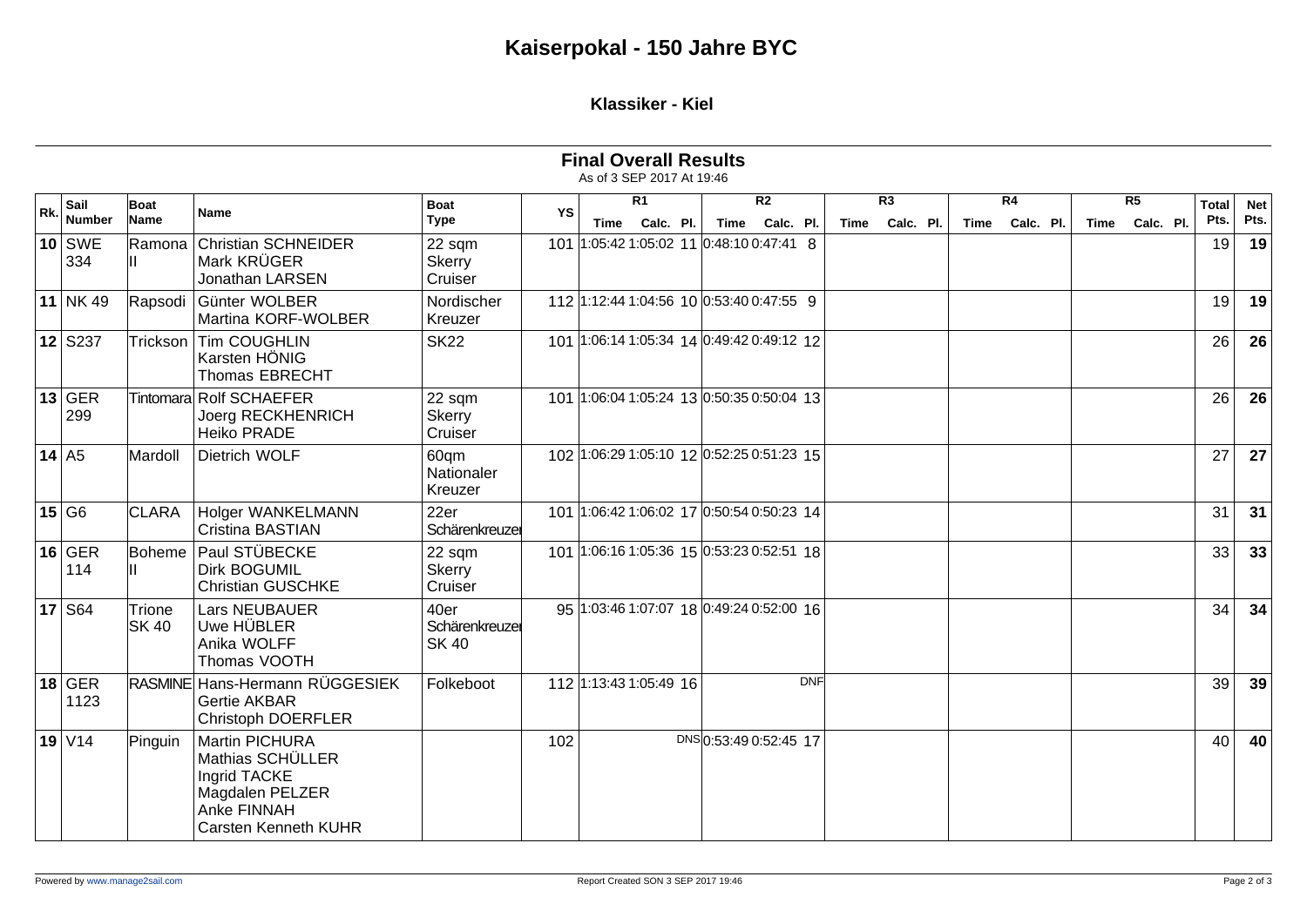# Kaiserpokal - 150 Jahre BYC

### Klassiker - Kiel

## Final Overall Results

As of 3 SEP 2017 At 19:46

| Rk. | Sail Number | Boat Name | Name | Boat Type | YS | R1 | | | R2 | | | R3 | | | R4 | | | R5 | | | Total Pts. | Net Pts. |
|---|---|---|---|---|---|---|---|---|---|---|---|---|---|---|---|---|---|---|---|---|---|---|
| | | | | | | Time | Calc. | Pl. | Time | Calc. | Pl. | Time | Calc. | Pl. | Time | Calc. | Pl. | Time | Calc. | Pl. | | |
| **10** | SWE 334 | Ramona II | Christian SCHNEIDER<br>Mark KRÜGER<br>Jonathan LARSEN | 22 sqm Skerry Cruiser | 101 | 1:05:42 | 1:05:02 | 11 | 0:48:10 | 0:47:41 | 8 | | | | | | | | | | 19 | **19** |
| **11** | NK 49 | Rapsodi | Günter WOLBER<br>Martina KORF-WOLBER | Nordischer Kreuzer | 112 | 1:12:44 | 1:04:56 | 10 | 0:53:40 | 0:47:55 | 9 | | | | | | | | | | 19 | **19** |
| **12** | S237 | Trickson | Tim COUGHLIN<br>Karsten HÖNIG<br>Thomas EBRECHT | SK22 | 101 | 1:06:14 | 1:05:34 | 14 | 0:49:42 | 0:49:12 | 12 | | | | | | | | | | 26 | **26** |
| **13** | GER 299 | Tintomara | Rolf SCHAEFER<br>Joerg RECKHENRICH<br>Heiko PRADE | 22 sqm Skerry Cruiser | 101 | 1:06:04 | 1:05:24 | 13 | 0:50:35 | 0:50:04 | 13 | | | | | | | | | | 26 | **26** |
| **14** | A5 | Mardoll | Dietrich WOLF | 60qm Nationaler Kreuzer | 102 | 1:06:29 | 1:05:10 | 12 | 0:52:25 | 0:51:23 | 15 | | | | | | | | | | 27 | **27** |
| **15** | G6 | CLARA | Holger WANKELMANN<br>Cristina BASTIAN | 22er Schärenkreuzer | 101 | 1:06:42 | 1:06:02 | 17 | 0:50:54 | 0:50:23 | 14 | | | | | | | | | | 31 | **31** |
| **16** | GER 114 | Boheme II | Paul STÜBECKE<br>Dirk BOGUMIL<br>Christian GUSCHKE | 22 sqm Skerry Cruiser | 101 | 1:06:16 | 1:05:36 | 15 | 0:53:23 | 0:52:51 | 18 | | | | | | | | | | 33 | **33** |
| **17** | S64 | Trione SK 40 | Lars NEUBAUER<br>Uwe HÜBLER<br>Anika WOLFF<br>Thomas VOOTH | 40er Schärenkreuzer SK 40 | 95 | 1:03:46 | 1:07:07 | 18 | 0:49:24 | 0:52:00 | 16 | | | | | | | | | | 34 | **34** |
| **18** | GER 1123 | RASMINE | Hans-Hermann RÜGGESIEK<br>Gertie AKBAR<br>Christoph DOERFLER | Folkeboot | 112 | 1:13:43 | 1:05:49 | 16 | | | DNF | | | | | | | | | | 39 | **39** |
| **19** | V14 | Pinguin | Martin PICHURA<br>Mathias SCHÜLLER<br>Ingrid TACKE<br>Magdalen PELZER<br>Anke FINNAH<br>Carsten Kenneth KUHR | | 102 | | | DNS | 0:53:49 | 0:52:45 | 17 | | | | | | | | | | 40 | **40** |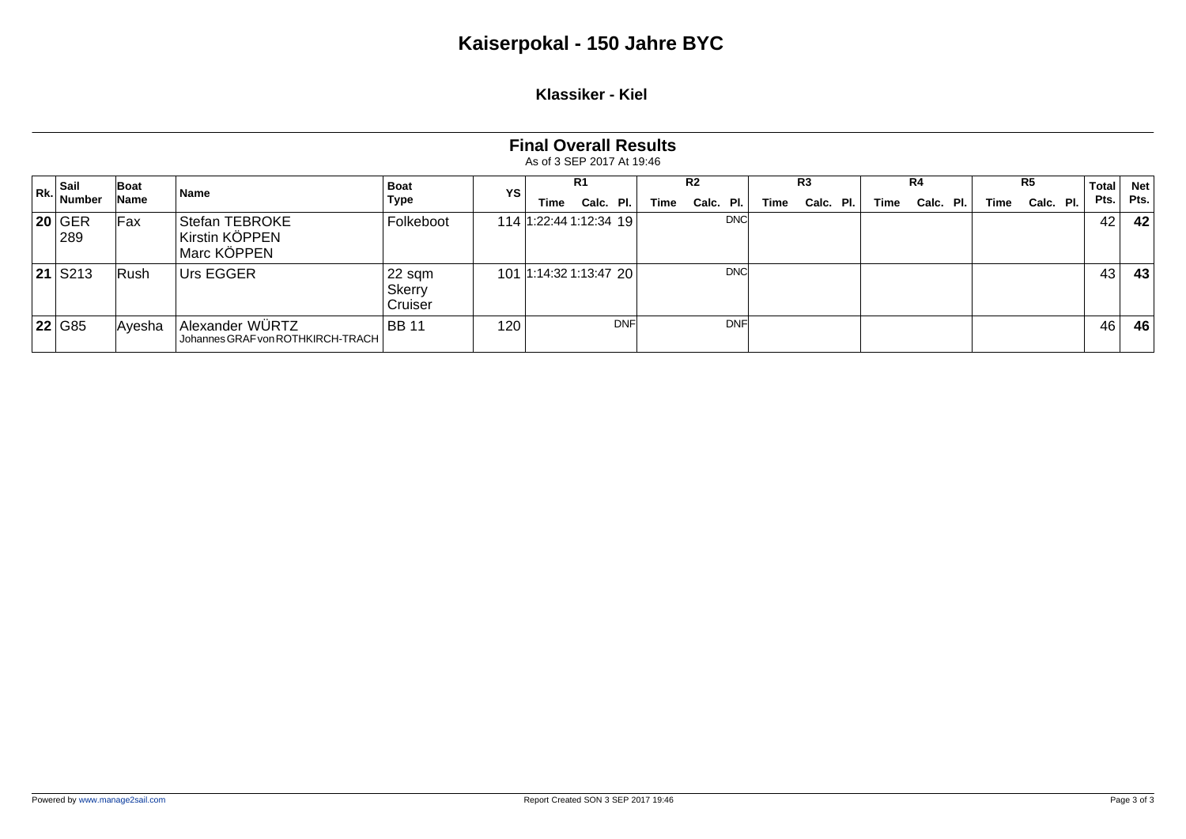# Kaiserpokal - 150 Jahre BYC

## Klassiker - Kiel

### Final Overall Results

As of 3 SEP 2017 At 19:46

| Rk. | Sail Number | Boat Name | Name | Boat Type | YS | R1 | | | R2 | | | R3 | | | R4 | | | R5 | | | Total Pts. | Net Pts. |
|---|---|---|---|---|---|---|---|---|---|---|---|---|---|---|---|---|---|---|---|---|---|---|
| | | | | | | Time | Calc. | Pl. | Time | Calc. | Pl. | Time | Calc. | Pl. | Time | Calc. | Pl. | Time | Calc. | Pl. | | |
| **20** | GER 289 | Fax | Stefan TEBROKE Kirstin KÖPPEN Marc KÖPPEN | Folkeboot | 114 | 1:22:44 | 1:12:34 | 19 | | | DNC | | | | | | | | | | 42 | **42** |
| **21** | S213 | Rush | Urs EGGER | 22 sqm Skerry Cruiser | 101 | 1:14:32 | 1:13:47 | 20 | | | DNC | | | | | | | | | | 43 | **43** |
| **22** | G85 | Ayesha | Alexander WÜRTZ Johannes GRAF von ROTHKIRCH-TRACH | BB 11 | 120 | | | DNF | | | DNF | | | | | | | | | | 46 | **46** |

Powered by www.manage2sail.com

Report Created SON 3 SEP 2017 19:46